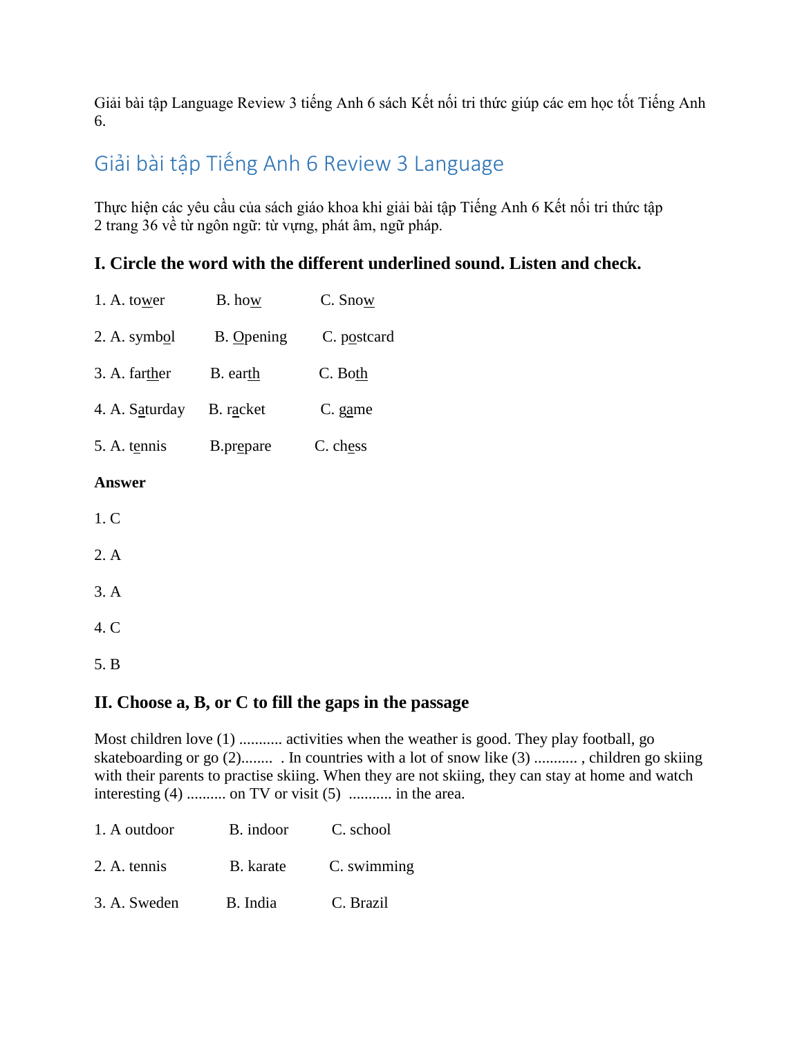Giải bài tập Language Review 3 tiếng Anh 6 sách Kết nối tri thức giúp các em học tốt Tiếng Anh 6.

## Giải bài tập Tiếng Anh 6 Review 3 Language

Thực hiện các yêu cầu của sách giáo khoa khi giải bài tập Tiếng Anh 6 Kết nối tri thức tập 2 trang 36 về từ ngôn ngữ: từ vựng, phát âm, ngữ pháp.

### I. Circle the word with the different underlined sound. Listen and check.

1. A. tower B. how C. Snow

2. A. symbol B. Opening C. postcard

3. A. farther B. earth C. Both

4. A. Saturday B. racket C. game

5. A. tennis B.prepare C. chess

**Answer**

1. C

2. A

3. A

4. C

5. B

### II. Choose a, B, or C to fill the gaps in the passage

Most children love (1) ........... activities when the weather is good. They play football, go skateboarding or go (2)........ . In countries with a lot of snow like (3) ........... , children go skiing with their parents to practise skiing. When they are not skiing, they can stay at home and watch interesting (4) .......... on TV or visit (5) ........... in the area.

1. A outdoor B. indoor C. school

2. A. tennis B. karate C. swimming

3. A. Sweden B. India C. Brazil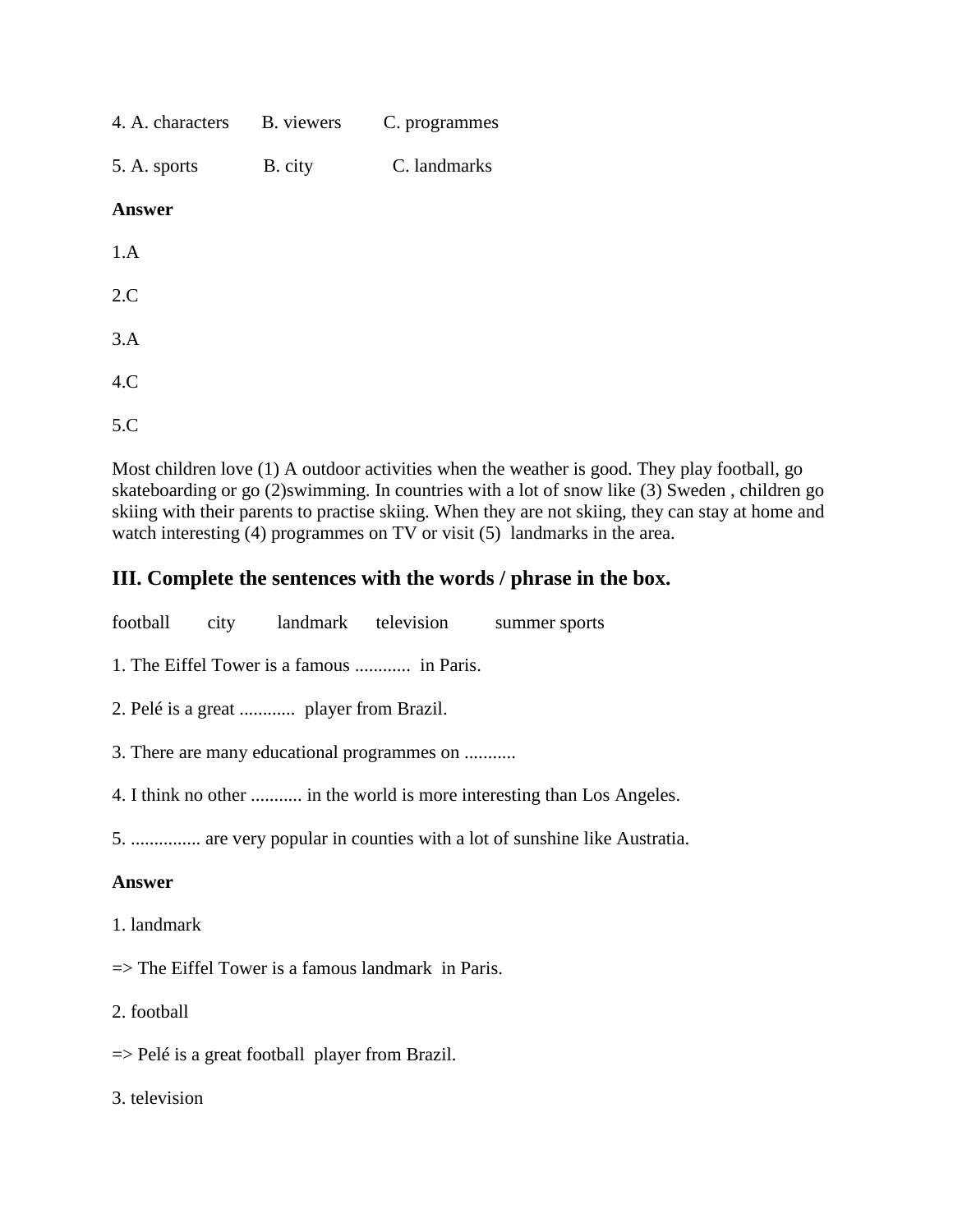4. A. characters B. viewers C. programmes

5. A. sports B. city C. landmarks

**Answer**

1.A

2.C

3.A

4.C

5.C

Most children love (1) A outdoor activities when the weather is good. They play football, go skateboarding or go (2)swimming. In countries with a lot of snow like (3) Sweden , children go skiing with their parents to practise skiing. When they are not skiing, they can stay at home and watch interesting (4) programmes on TV or visit (5) landmarks in the area.

## III. Complete the sentences with the words / phrase in the box.

football city landmark television summer sports

1. The Eiffel Tower is a famous ............ in Paris.

2. Pelé is a great ............ player from Brazil.

3. There are many educational programmes on ...........

4. I think no other ........... in the world is more interesting than Los Angeles.

5. ............... are very popular in counties with a lot of sunshine like Austratia.

**Answer**

1. landmark

=> The Eiffel Tower is a famous landmark in Paris.

2. football

=> Pelé is a great football player from Brazil.

3. television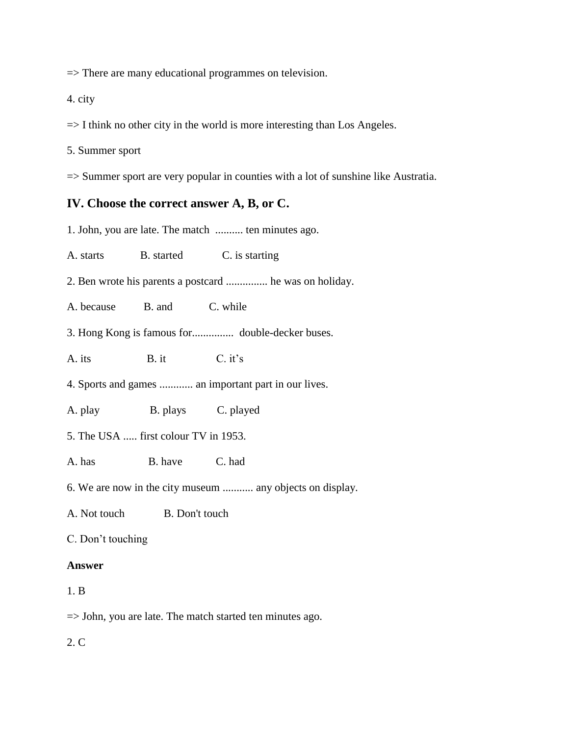=> There are many educational programmes on television.

4. city

=> I think no other city in the world is more interesting than Los Angeles.

5. Summer sport

=> Summer sport are very popular in counties with a lot of sunshine like Austratia.

## IV. Choose the correct answer A, B, or C.

1. John, you are late. The match .......... ten minutes ago.

A. starts B. started C. is starting

2. Ben wrote his parents a postcard ............... he was on holiday.

A. because B. and C. while

3. Hong Kong is famous for............... double-decker buses.

A. its B. it C. it's

4. Sports and games ............ an important part in our lives.

A. play B. plays C. played

5. The USA ..... first colour TV in 1953.

A. has B. have C. had

6. We are now in the city museum ........... any objects on display.

A. Not touch B. Don't touch

C. Don't touching

**Answer**

1. B

=> John, you are late. The match started ten minutes ago.

2. C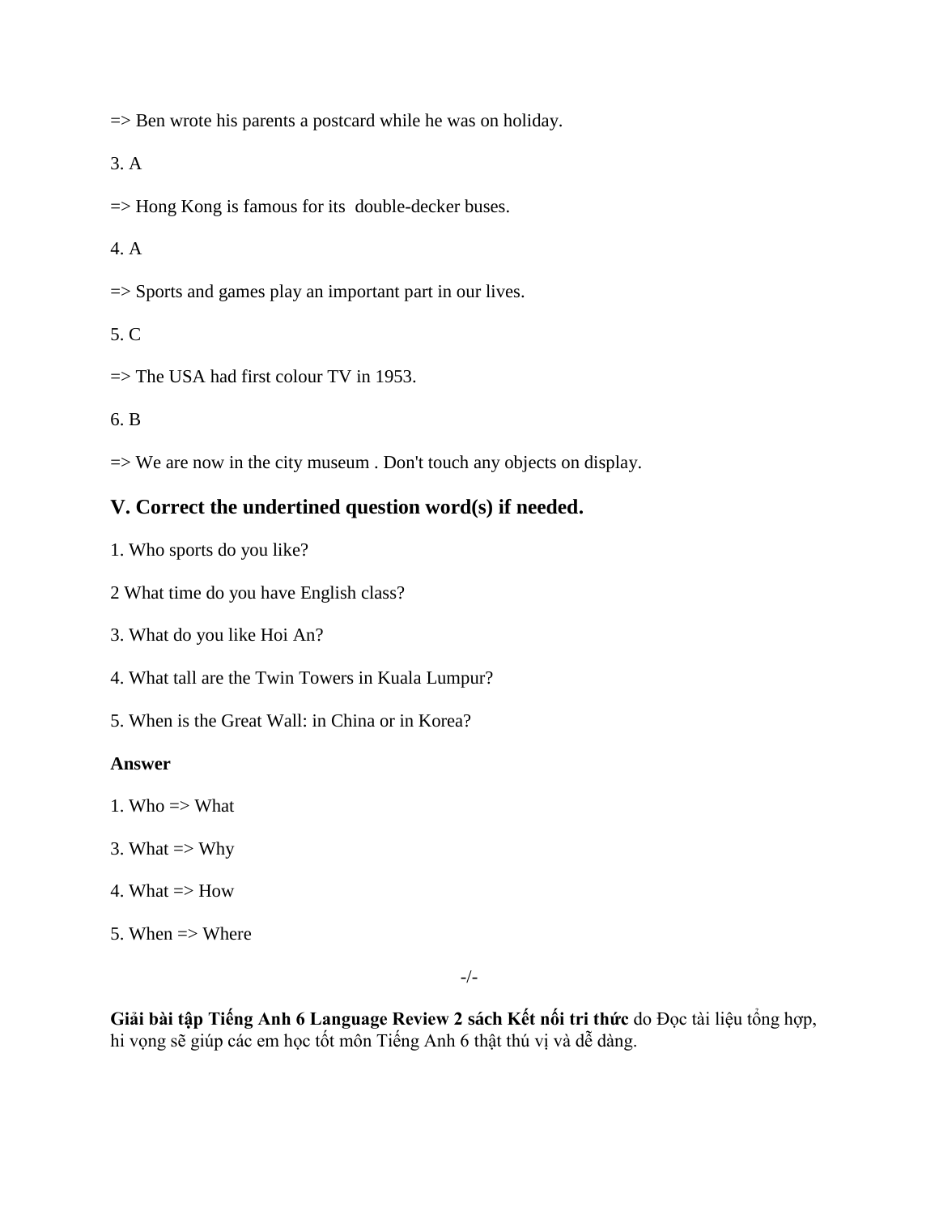=> Ben wrote his parents a postcard while he was on holiday.

3. A

=> Hong Kong is famous for its  double-decker buses.

4. A

=> Sports and games play an important part in our lives.

5. C

=> The USA had first colour TV in 1953.

6. B

=> We are now in the city museum . Don't touch any objects on display.

## V. Correct the undertined question word(s) if needed.

1. Who sports do you like?

2 What time do you have English class?

3. What do you like Hoi An?

4. What tall are the Twin Towers in Kuala Lumpur?

5. When is the Great Wall: in China or in Korea?

**Answer**

1. Who => What

3. What => Why

4. What => How

5. When => Where

-/-

**Giải bài tập Tiếng Anh 6 Language Review 2 sách Kết nối tri thức** do Đọc tài liệu tổng hợp, hi vọng sẽ giúp các em học tốt môn Tiếng Anh 6 thật thú vị và dễ dàng.